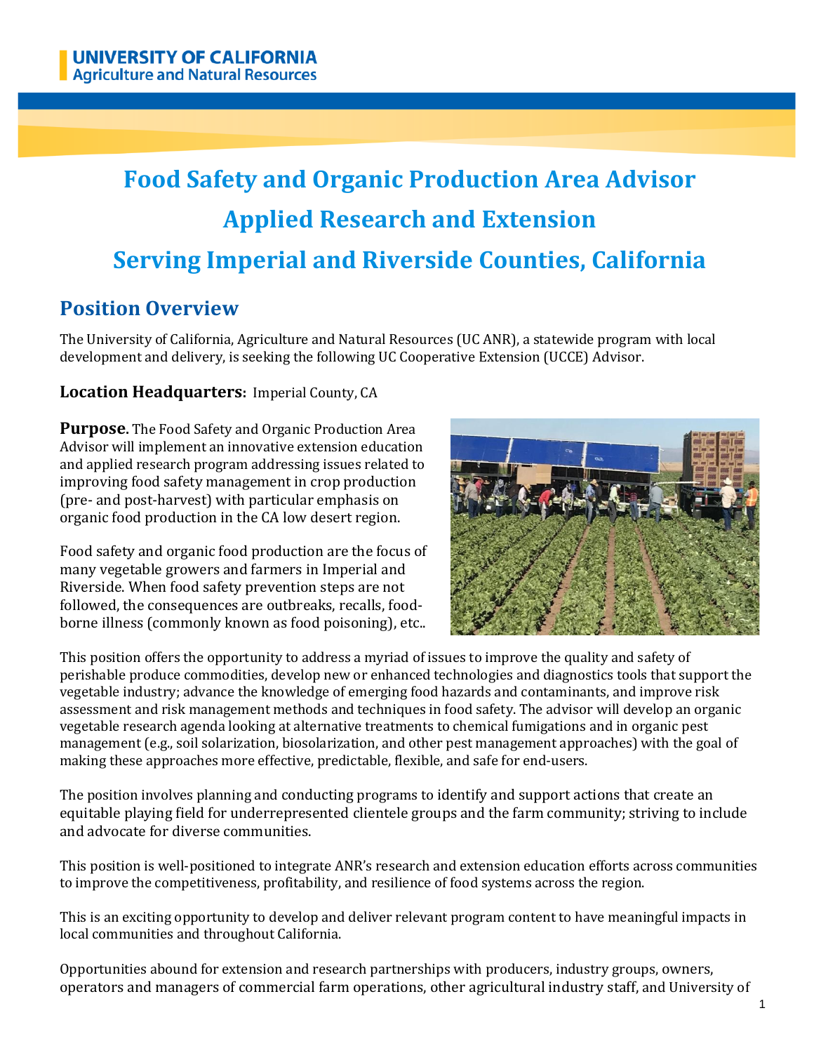UNIVERSITY OF CALIFORNIA
Agriculture and Natural Resources

# Food Safety and Organic Production Area Advisor
# Applied Research and Extension
# Serving Imperial and Riverside Counties, California

## Position Overview

The University of California, Agriculture and Natural Resources (UC ANR), a statewide program with local development and delivery, is seeking the following UC Cooperative Extension (UCCE) Advisor.

**Location Headquarters:** Imperial County, CA

**Purpose.** The Food Safety and Organic Production Area Advisor will implement an innovative extension education and applied research program addressing issues related to improving food safety management in crop production (pre- and post-harvest) with particular emphasis on organic food production in the CA low desert region.

Food safety and organic food production are the focus of many vegetable growers and farmers in Imperial and Riverside. When food safety prevention steps are not followed, the consequences are outbreaks, recalls, food-borne illness (commonly known as food poisoning), etc..

This position offers the opportunity to address a myriad of issues to improve the quality and safety of perishable produce commodities, develop new or enhanced technologies and diagnostics tools that support the vegetable industry; advance the knowledge of emerging food hazards and contaminants, and improve risk assessment and risk management methods and techniques in food safety. The advisor will develop an organic vegetable research agenda looking at alternative treatments to chemical fumigations and in organic pest management (e.g., soil solarization, biosolarization, and other pest management approaches) with the goal of making these approaches more effective, predictable, flexible, and safe for end-users.

The position involves planning and conducting programs to identify and support actions that create an equitable playing field for underrepresented clientele groups and the farm community; striving to include and advocate for diverse communities.

This position is well-positioned to integrate ANR's research and extension education efforts across communities to improve the competitiveness, profitability, and resilience of food systems across the region.

This is an exciting opportunity to develop and deliver relevant program content to have meaningful impacts in local communities and throughout California.

Opportunities abound for extension and research partnerships with producers, industry groups, owners, operators and managers of commercial farm operations, other agricultural industry staff, and University of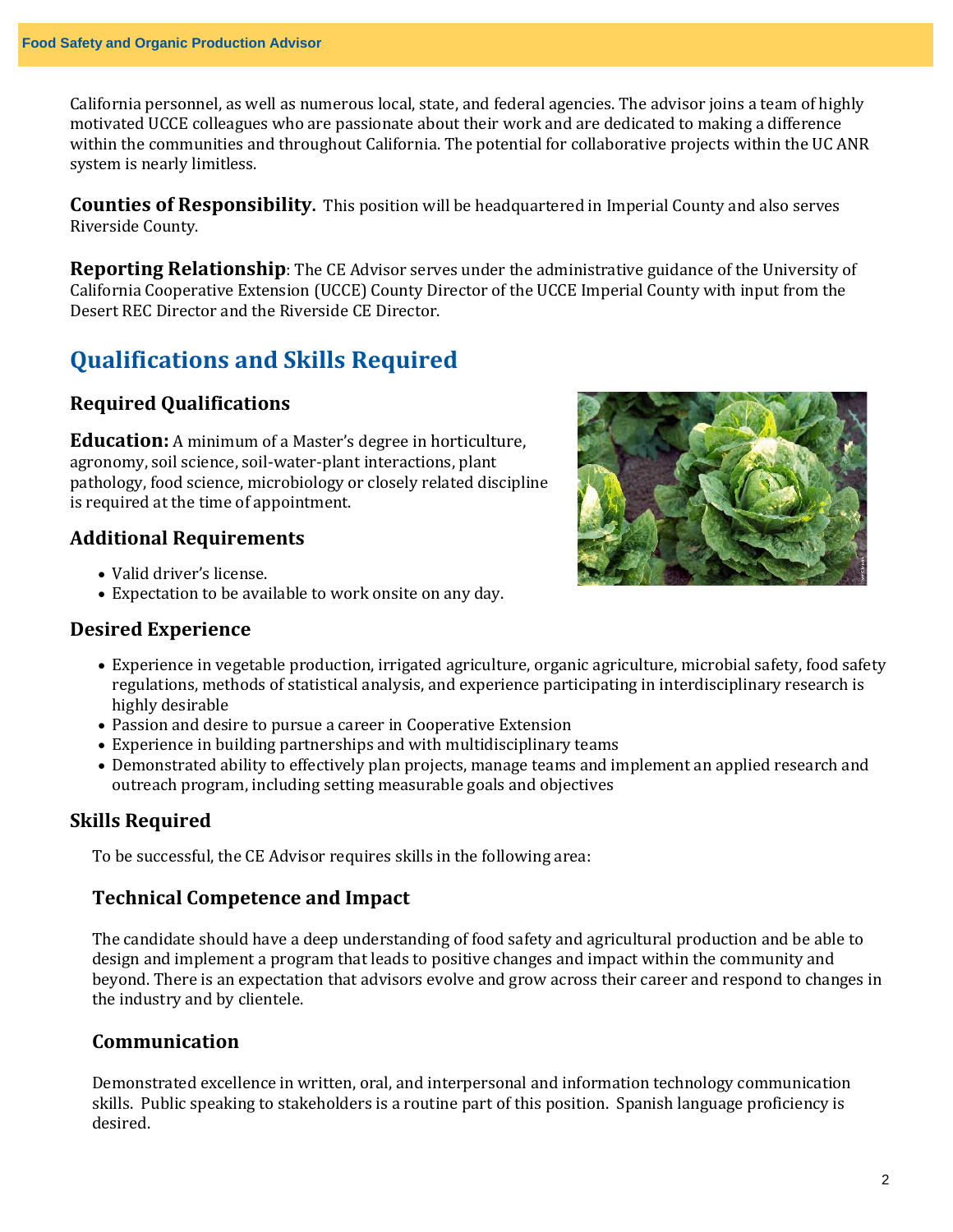California personnel, as well as numerous local, state, and federal agencies. The advisor joins a team of highly motivated UCCE colleagues who are passionate about their work and are dedicated to making a difference within the communities and throughout California. The potential for collaborative projects within the UC ANR system is nearly limitless.

**Counties of Responsibility.** This position will be headquartered in Imperial County and also serves Riverside County.

**Reporting Relationship**: The CE Advisor serves under the administrative guidance of the University of California Cooperative Extension (UCCE) County Director of the UCCE Imperial County with input from the Desert REC Director and the Riverside CE Director.

## Qualifications and Skills Required

### Required Qualifications

**Education:** A minimum of a Master's degree in horticulture, agronomy, soil science, soil-water-plant interactions, plant pathology, food science, microbiology or closely related discipline is required at the time of appointment.

### Additional Requirements

- Valid driver's license.
- Expectation to be available to work onsite on any day.

### Desired Experience

- Experience in vegetable production, irrigated agriculture, organic agriculture, microbial safety, food safety regulations, methods of statistical analysis, and experience participating in interdisciplinary research is highly desirable
- Passion and desire to pursue a career in Cooperative Extension
- Experience in building partnerships and with multidisciplinary teams
- Demonstrated ability to effectively plan projects, manage teams and implement an applied research and outreach program, including setting measurable goals and objectives

### Skills Required

To be successful, the CE Advisor requires skills in the following area:

#### Technical Competence and Impact

The candidate should have a deep understanding of food safety and agricultural production and be able to design and implement a program that leads to positive changes and impact within the community and beyond. There is an expectation that advisors evolve and grow across their career and respond to changes in the industry and by clientele.

#### Communication

Demonstrated excellence in written, oral, and interpersonal and information technology communication skills. Public speaking to stakeholders is a routine part of this position. Spanish language proficiency is desired.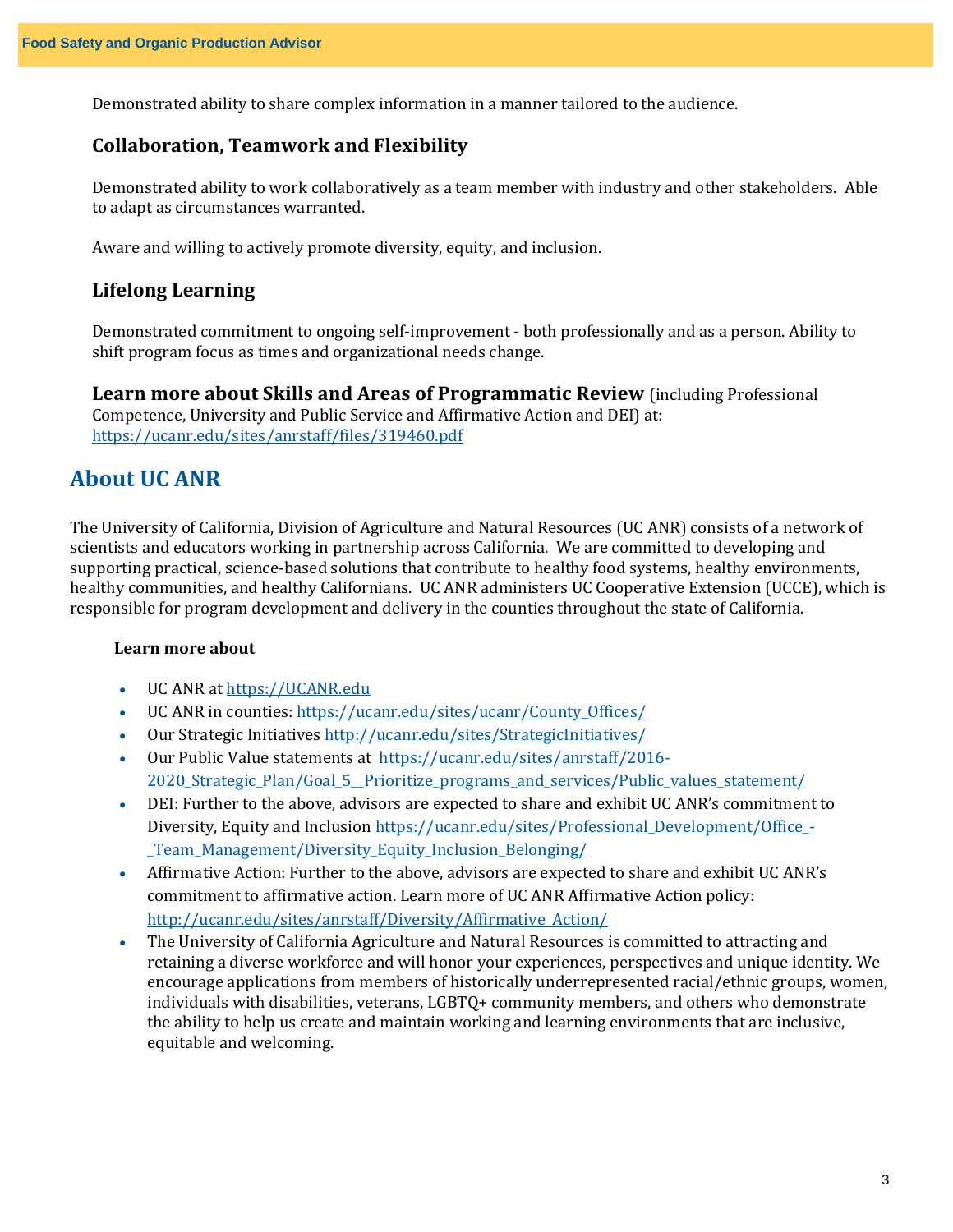Demonstrated ability to share complex information in a manner tailored to the audience.

### Collaboration, Teamwork and Flexibility

Demonstrated ability to work collaboratively as a team member with industry and other stakeholders. Able to adapt as circumstances warranted.

Aware and willing to actively promote diversity, equity, and inclusion.

### Lifelong Learning

Demonstrated commitment to ongoing self-improvement - both professionally and as a person. Ability to shift program focus as times and organizational needs change.

**Learn more about Skills and Areas of Programmatic Review** (including Professional Competence, University and Public Service and Affirmative Action and DEI) at: https://ucanr.edu/sites/anrstaff/files/319460.pdf

## About UC ANR

The University of California, Division of Agriculture and Natural Resources (UC ANR) consists of a network of scientists and educators working in partnership across California. We are committed to developing and supporting practical, science-based solutions that contribute to healthy food systems, healthy environments, healthy communities, and healthy Californians. UC ANR administers UC Cooperative Extension (UCCE), which is responsible for program development and delivery in the counties throughout the state of California.

**Learn more about**

- UC ANR at https://UCANR.edu
- UC ANR in counties: https://ucanr.edu/sites/ucanr/County_Offices/
- Our Strategic Initiatives http://ucanr.edu/sites/StrategicInitiatives/
- Our Public Value statements at https://ucanr.edu/sites/anrstaff/2016-2020_Strategic_Plan/Goal_5__Prioritize_programs_and_services/Public_values_statement/
- DEI: Further to the above, advisors are expected to share and exhibit UC ANR's commitment to Diversity, Equity and Inclusion https://ucanr.edu/sites/Professional_Development/Office_-_Team_Management/Diversity_Equity_Inclusion_Belonging/
- Affirmative Action: Further to the above, advisors are expected to share and exhibit UC ANR's commitment to affirmative action. Learn more of UC ANR Affirmative Action policy: http://ucanr.edu/sites/anrstaff/Diversity/Affirmative_Action/
- The University of California Agriculture and Natural Resources is committed to attracting and retaining a diverse workforce and will honor your experiences, perspectives and unique identity. We encourage applications from members of historically underrepresented racial/ethnic groups, women, individuals with disabilities, veterans, LGBTQ+ community members, and others who demonstrate the ability to help us create and maintain working and learning environments that are inclusive, equitable and welcoming.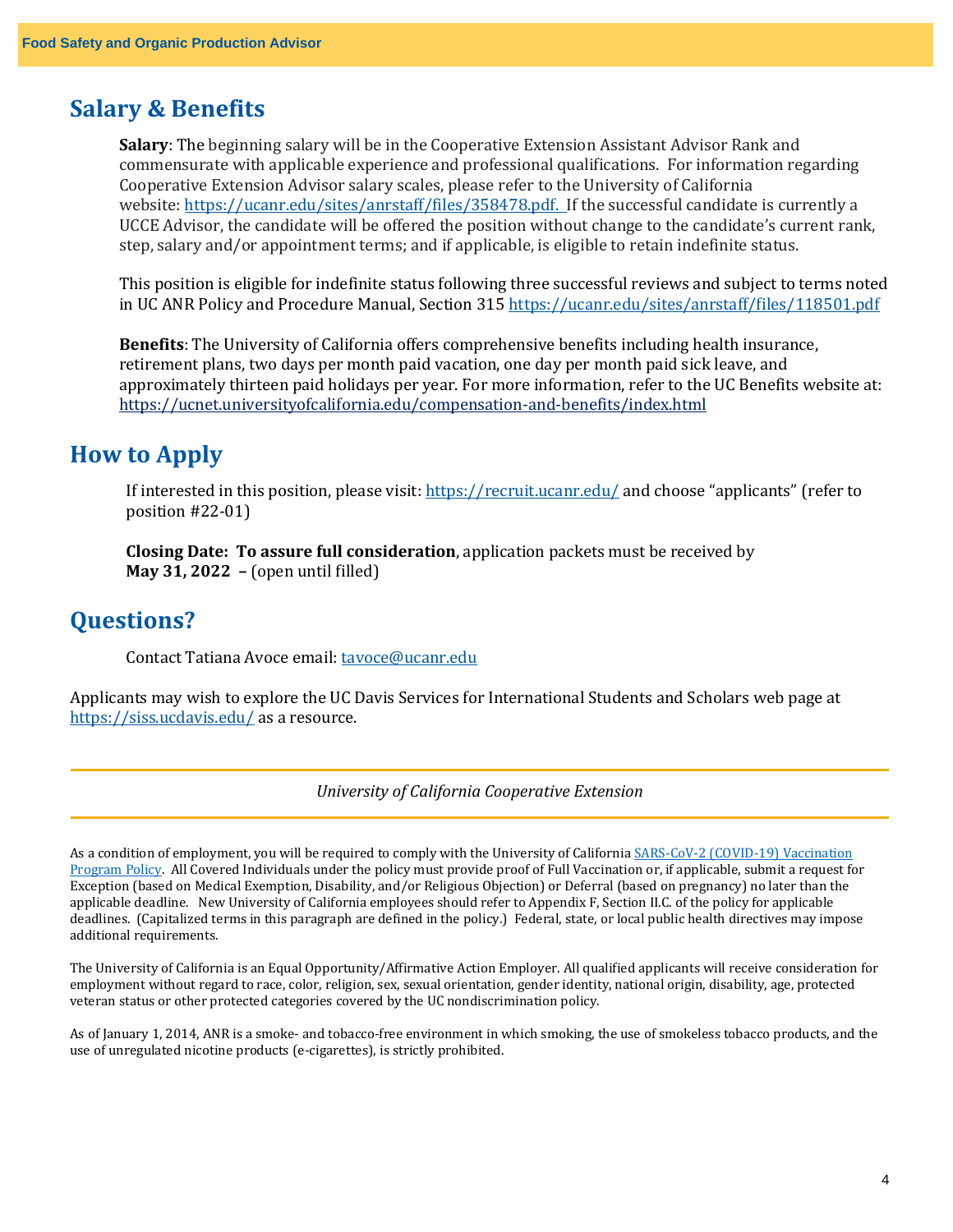## Salary & Benefits

**Salary**: The beginning salary will be in the Cooperative Extension Assistant Advisor Rank and commensurate with applicable experience and professional qualifications. For information regarding Cooperative Extension Advisor salary scales, please refer to the University of California website: https://ucanr.edu/sites/anrstaff/files/358478.pdf. If the successful candidate is currently a UCCE Advisor, the candidate will be offered the position without change to the candidate's current rank, step, salary and/or appointment terms; and if applicable, is eligible to retain indefinite status.

This position is eligible for indefinite status following three successful reviews and subject to terms noted in UC ANR Policy and Procedure Manual, Section 315 https://ucanr.edu/sites/anrstaff/files/118501.pdf

**Benefits**: The University of California offers comprehensive benefits including health insurance, retirement plans, two days per month paid vacation, one day per month paid sick leave, and approximately thirteen paid holidays per year. For more information, refer to the UC Benefits website at: https://ucnet.universityofcalifornia.edu/compensation-and-benefits/index.html

## How to Apply

If interested in this position, please visit: https://recruit.ucanr.edu/ and choose "applicants" (refer to position #22-01)

**Closing Date: To assure full consideration**, application packets must be received by **May 31, 2022 –** (open until filled)

## Questions?

Contact Tatiana Avoce email: tavoce@ucanr.edu

Applicants may wish to explore the UC Davis Services for International Students and Scholars web page at https://siss.ucdavis.edu/ as a resource.

---

*University of California Cooperative Extension*

---

As a condition of employment, you will be required to comply with the University of California SARS-CoV-2 (COVID-19) Vaccination Program Policy. All Covered Individuals under the policy must provide proof of Full Vaccination or, if applicable, submit a request for Exception (based on Medical Exemption, Disability, and/or Religious Objection) or Deferral (based on pregnancy) no later than the applicable deadline. New University of California employees should refer to Appendix F, Section II.C. of the policy for applicable deadlines. (Capitalized terms in this paragraph are defined in the policy.) Federal, state, or local public health directives may impose additional requirements.

The University of California is an Equal Opportunity/Affirmative Action Employer. All qualified applicants will receive consideration for employment without regard to race, color, religion, sex, sexual orientation, gender identity, national origin, disability, age, protected veteran status or other protected categories covered by the UC nondiscrimination policy.

As of January 1, 2014, ANR is a smoke- and tobacco-free environment in which smoking, the use of smokeless tobacco products, and the use of unregulated nicotine products (e-cigarettes), is strictly prohibited.